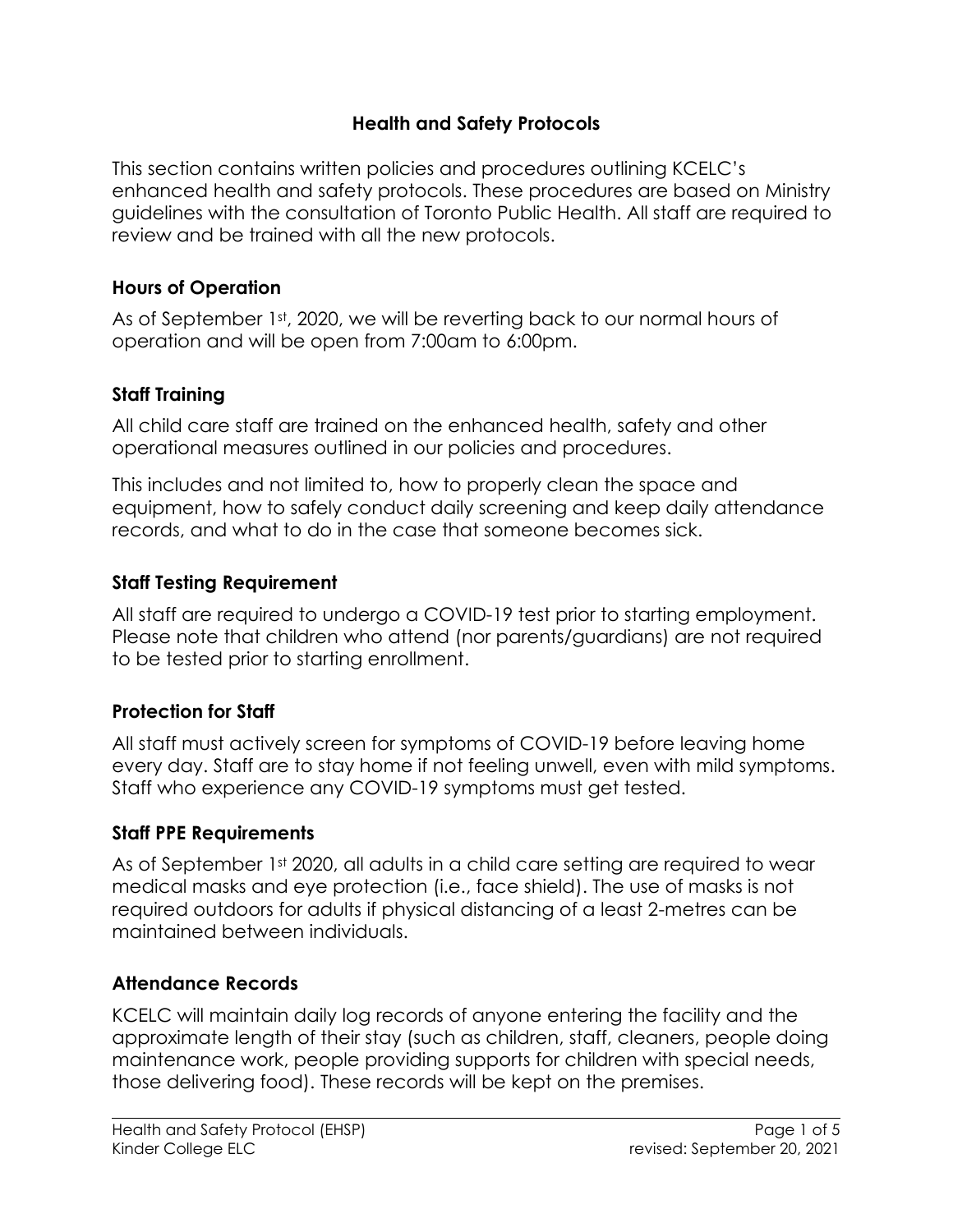# Health and Safety Protocols

This section contains written policies and procedures outlining KCELC's enhanced health and safety protocols. These procedures are based on Ministry guidelines with the consultation of Toronto Public Health. All staff are required to review and be trained with all the new protocols.

## Hours of Operation

As of September 1st, 2020, we will be reverting back to our normal hours of operation and will be open from 7:00am to 6:00pm.

## Staff Training

All child care staff are trained on the enhanced health, safety and other operational measures outlined in our policies and procedures.

This includes and not limited to, how to properly clean the space and equipment, how to safely conduct daily screening and keep daily attendance records, and what to do in the case that someone becomes sick.

## Staff Testing Requirement

All staff are required to undergo a COVID-19 test prior to starting employment. Please note that children who attend (nor parents/guardians) are not required to be tested prior to starting enrollment.

## Protection for Staff

All staff must actively screen for symptoms of COVID-19 before leaving home every day. Staff are to stay home if not feeling unwell, even with mild symptoms. Staff who experience any COVID-19 symptoms must get tested.

## Staff PPE Requirements

As of September 1st 2020, all adults in a child care setting are required to wear medical masks and eye protection (i.e., face shield). The use of masks is not required outdoors for adults if physical distancing of a least 2-metres can be maintained between individuals.

## Attendance Records

KCELC will maintain daily log records of anyone entering the facility and the approximate length of their stay (such as children, staff, cleaners, people doing maintenance work, people providing supports for children with special needs, those delivering food). These records will be kept on the premises.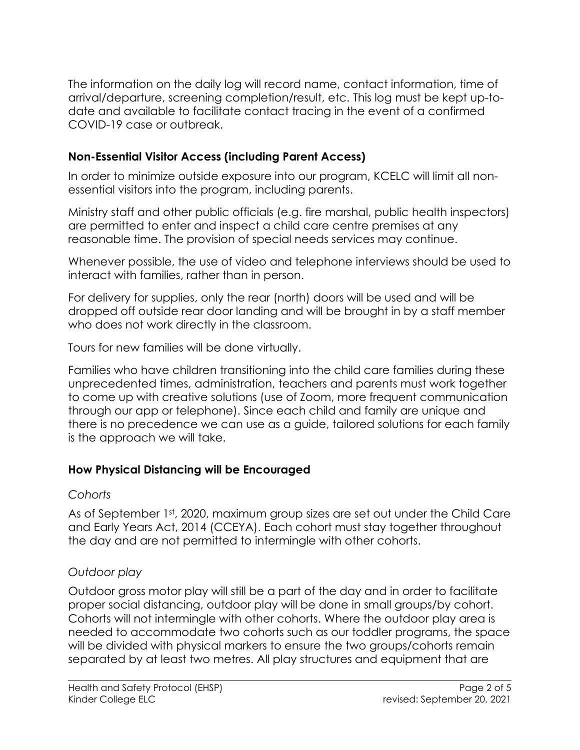The information on the daily log will record name, contact information, time of arrival/departure, screening completion/result, etc. This log must be kept up-to-date and available to facilitate contact tracing in the event of a confirmed COVID-19 case or outbreak.

### Non-Essential Visitor Access (including Parent Access)

In order to minimize outside exposure into our program, KCELC will limit all non-essential visitors into the program, including parents.

Ministry staff and other public officials (e.g. fire marshal, public health inspectors) are permitted to enter and inspect a child care centre premises at any reasonable time. The provision of special needs services may continue.

Whenever possible, the use of video and telephone interviews should be used to interact with families, rather than in person.

For delivery for supplies, only the rear (north) doors will be used and will be dropped off outside rear door landing and will be brought in by a staff member who does not work directly in the classroom.

Tours for new families will be done virtually.

Families who have children transitioning into the child care families during these unprecedented times, administration, teachers and parents must work together to come up with creative solutions (use of Zoom, more frequent communication through our app or telephone). Since each child and family are unique and there is no precedence we can use as a guide, tailored solutions for each family is the approach we will take.

### How Physical Distancing will be Encouraged

*Cohorts*

As of September 1st, 2020, maximum group sizes are set out under the Child Care and Early Years Act, 2014 (CCEYA). Each cohort must stay together throughout the day and are not permitted to intermingle with other cohorts.

*Outdoor play*

Outdoor gross motor play will still be a part of the day and in order to facilitate proper social distancing, outdoor play will be done in small groups/by cohort. Cohorts will not intermingle with other cohorts. Where the outdoor play area is needed to accommodate two cohorts such as our toddler programs, the space will be divided with physical markers to ensure the two groups/cohorts remain separated by at least two metres. All play structures and equipment that are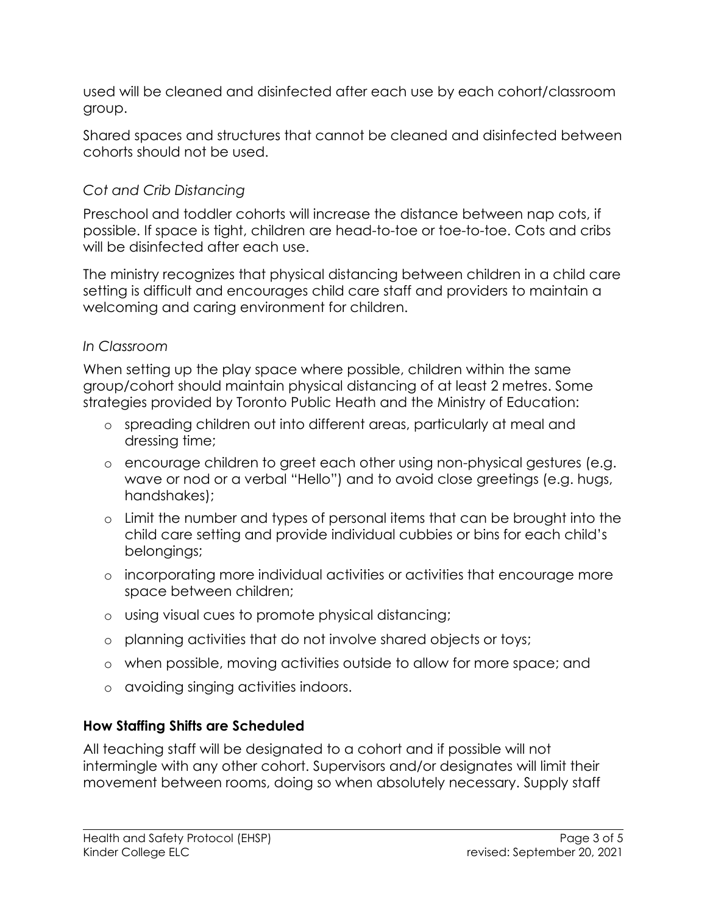used will be cleaned and disinfected after each use by each cohort/classroom group.

Shared spaces and structures that cannot be cleaned and disinfected between cohorts should not be used.

*Cot and Crib Distancing*

Preschool and toddler cohorts will increase the distance between nap cots, if possible. If space is tight, children are head-to-toe or toe-to-toe. Cots and cribs will be disinfected after each use.

The ministry recognizes that physical distancing between children in a child care setting is difficult and encourages child care staff and providers to maintain a welcoming and caring environment for children.

*In Classroom*

When setting up the play space where possible, children within the same group/cohort should maintain physical distancing of at least 2 metres. Some strategies provided by Toronto Public Heath and the Ministry of Education:

- spreading children out into different areas, particularly at meal and dressing time;
- encourage children to greet each other using non-physical gestures (e.g. wave or nod or a verbal "Hello") and to avoid close greetings (e.g. hugs, handshakes);
- Limit the number and types of personal items that can be brought into the child care setting and provide individual cubbies or bins for each child's belongings;
- incorporating more individual activities or activities that encourage more space between children;
- using visual cues to promote physical distancing;
- planning activities that do not involve shared objects or toys;
- when possible, moving activities outside to allow for more space; and
- avoiding singing activities indoors.

**How Staffing Shifts are Scheduled**

All teaching staff will be designated to a cohort and if possible will not intermingle with any other cohort. Supervisors and/or designates will limit their movement between rooms, doing so when absolutely necessary. Supply staff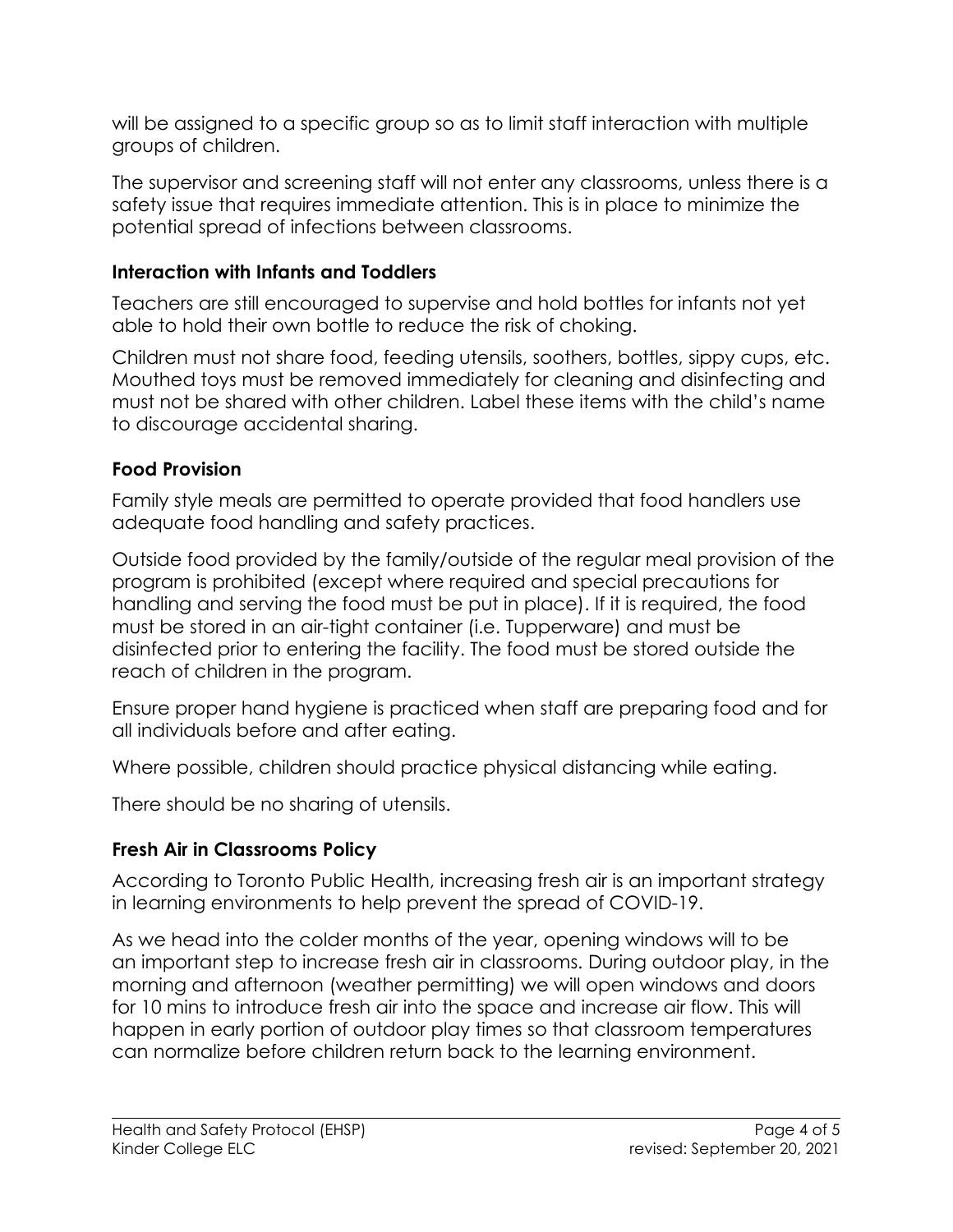will be assigned to a specific group so as to limit staff interaction with multiple groups of children.

The supervisor and screening staff will not enter any classrooms, unless there is a safety issue that requires immediate attention. This is in place to minimize the potential spread of infections between classrooms.

### Interaction with Infants and Toddlers

Teachers are still encouraged to supervise and hold bottles for infants not yet able to hold their own bottle to reduce the risk of choking.

Children must not share food, feeding utensils, soothers, bottles, sippy cups, etc. Mouthed toys must be removed immediately for cleaning and disinfecting and must not be shared with other children. Label these items with the child's name to discourage accidental sharing.

### Food Provision

Family style meals are permitted to operate provided that food handlers use adequate food handling and safety practices.

Outside food provided by the family/outside of the regular meal provision of the program is prohibited (except where required and special precautions for handling and serving the food must be put in place). If it is required, the food must be stored in an air-tight container (i.e. Tupperware) and must be disinfected prior to entering the facility. The food must be stored outside the reach of children in the program.

Ensure proper hand hygiene is practiced when staff are preparing food and for all individuals before and after eating.

Where possible, children should practice physical distancing while eating.

There should be no sharing of utensils.

### Fresh Air in Classrooms Policy

According to Toronto Public Health, increasing fresh air is an important strategy in learning environments to help prevent the spread of COVID-19.

As we head into the colder months of the year, opening windows will to be an important step to increase fresh air in classrooms. During outdoor play, in the morning and afternoon (weather permitting) we will open windows and doors for 10 mins to introduce fresh air into the space and increase air flow. This will happen in early portion of outdoor play times so that classroom temperatures can normalize before children return back to the learning environment.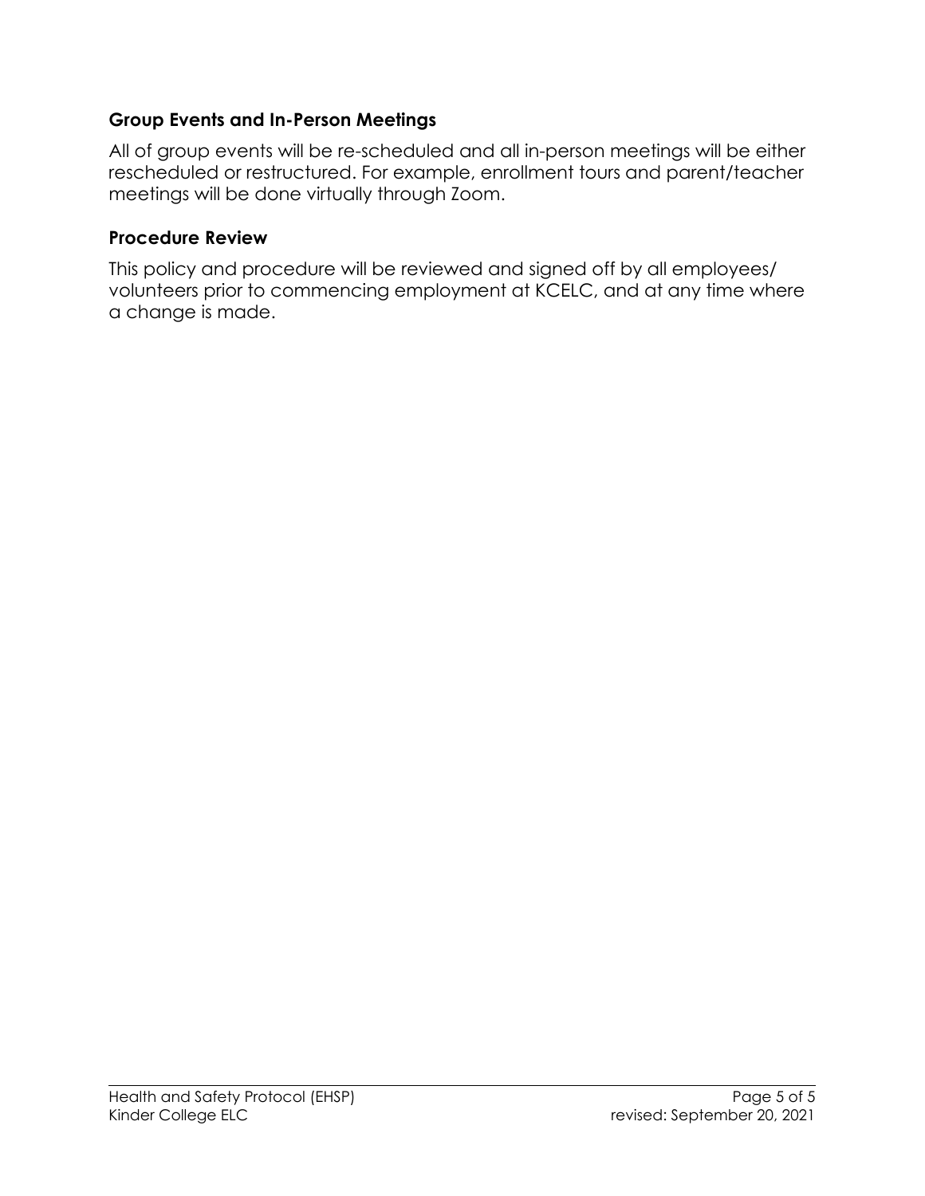### Group Events and In-Person Meetings

All of group events will be re-scheduled and all in-person meetings will be either rescheduled or restructured. For example, enrollment tours and parent/teacher meetings will be done virtually through Zoom.

### Procedure Review

This policy and procedure will be reviewed and signed off by all employees/volunteers prior to commencing employment at KCELC, and at any time where a change is made.